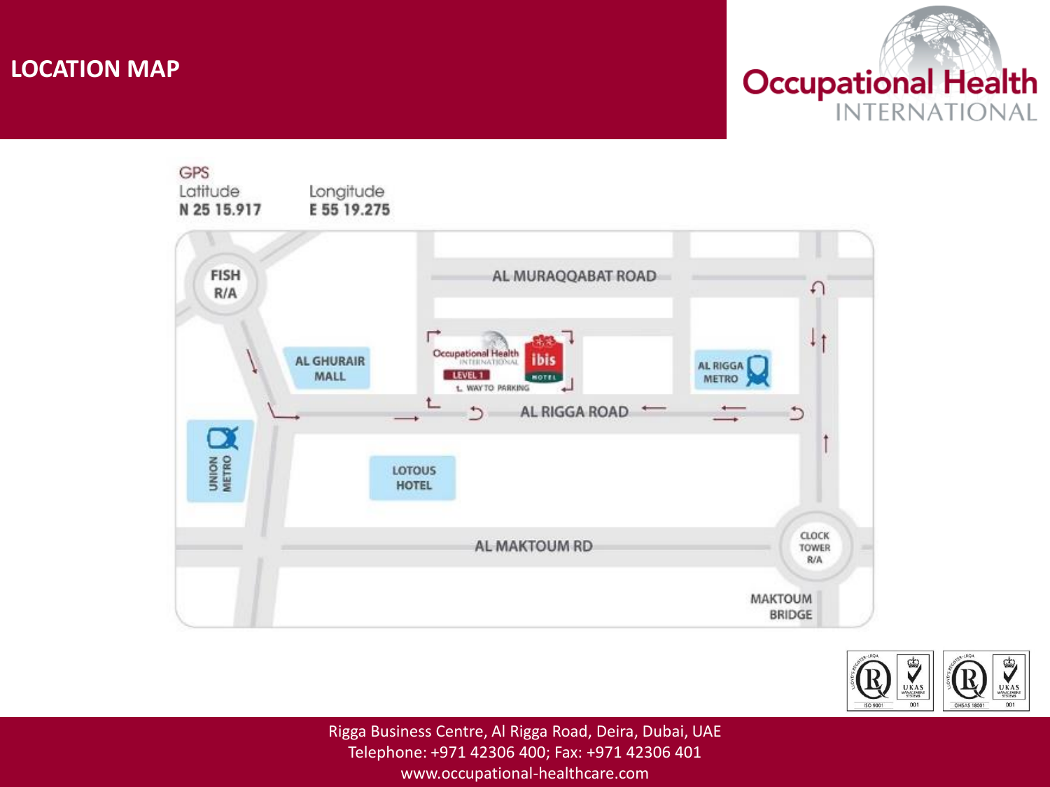# LOCATION MAP

Occupational Health INTERNATIONAL

GPS

Latitude
**N 25 15.917**

Longitude
**E 55 19.275**

FISH R/A

AL MURAQQABAT ROAD

AL GHURAIR MALL

Occupational Health INTERNATIONAL LEVEL 1

ibis HOTEL

WAY TO PARKING

AL RIGGA METRO

AL RIGGA ROAD

UNION METRO

LOTOUS HOTEL

AL MAKTOUM RD

CLOCK TOWER R/A

MAKTOUM BRIDGE

Rigga Business Centre, Al Rigga Road, Deira, Dubai, UAE
Telephone: +971 42306 400; Fax: +971 42306 401
www.occupational-healthcare.com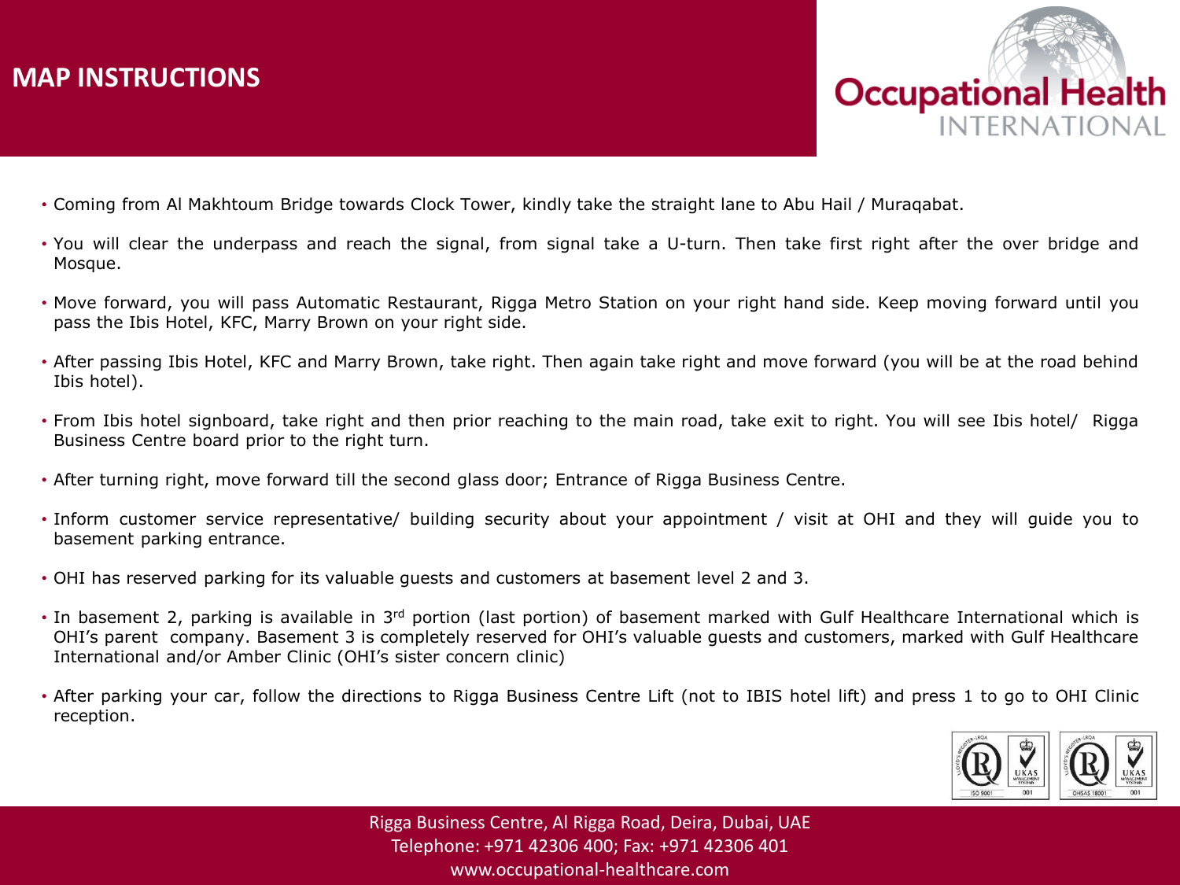# MAP INSTRUCTIONS

Occupational Health INTERNATIONAL

- Coming from Al Makhtoum Bridge towards Clock Tower, kindly take the straight lane to Abu Hail / Muraqabat.
- You will clear the underpass and reach the signal, from signal take a U-turn. Then take first right after the over bridge and Mosque.
- Move forward, you will pass Automatic Restaurant, Rigga Metro Station on your right hand side. Keep moving forward until you pass the Ibis Hotel, KFC, Marry Brown on your right side.
- After passing Ibis Hotel, KFC and Marry Brown, take right. Then again take right and move forward (you will be at the road behind Ibis hotel).
- From Ibis hotel signboard, take right and then prior reaching to the main road, take exit to right. You will see Ibis hotel/ Rigga Business Centre board prior to the right turn.
- After turning right, move forward till the second glass door; Entrance of Rigga Business Centre.
- Inform customer service representative/ building security about your appointment / visit at OHI and they will guide you to basement parking entrance.
- OHI has reserved parking for its valuable guests and customers at basement level 2 and 3.
- In basement 2, parking is available in 3rd portion (last portion) of basement marked with Gulf Healthcare International which is OHI's parent company. Basement 3 is completely reserved for OHI's valuable guests and customers, marked with Gulf Healthcare International and/or Amber Clinic (OHI's sister concern clinic)
- After parking your car, follow the directions to Rigga Business Centre Lift (not to IBIS hotel lift) and press 1 to go to OHI Clinic reception.

Rigga Business Centre, Al Rigga Road, Deira, Dubai, UAE
Telephone: +971 42306 400; Fax: +971 42306 401
www.occupational-healthcare.com